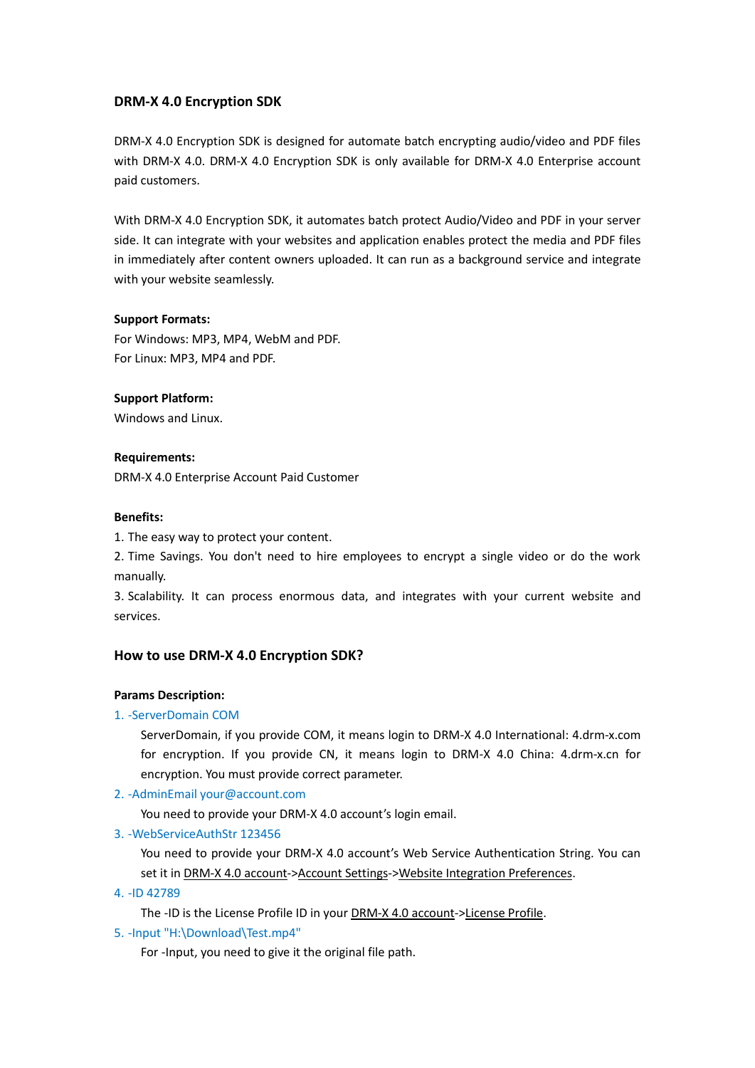# DRM-X 4.0 Encryption SDK

DRM-X 4.0 Encryption SDK is designed for automate batch encrypting audio/video and PDF files with DRM-X 4.0. DRM-X 4.0 Encryption SDK is only available for DRM-X 4.0 Enterprise account paid customers.

With DRM-X 4.0 Encryption SDK, it automates batch protect Audio/Video and PDF in your server side. It can integrate with your websites and application enables protect the media and PDF files in immediately after content owners uploaded. It can run as a background service and integrate with your website seamlessly.

**Support Formats:**

For Windows: MP3, MP4, WebM and PDF.
For Linux: MP3, MP4 and PDF.

**Support Platform:**

Windows and Linux.

**Requirements:**

DRM-X 4.0 Enterprise Account Paid Customer

**Benefits:**

1. The easy way to protect your content.
2. Time Savings. You don't need to hire employees to encrypt a single video or do the work manually.
3. Scalability. It can process enormous data, and integrates with your current website and services.

## How to use DRM-X 4.0 Encryption SDK?

**Params Description:**

1. -ServerDomain COM

   ServerDomain, if you provide COM, it means login to DRM-X 4.0 International: 4.drm-x.com for encryption. If you provide CN, it means login to DRM-X 4.0 China: 4.drm-x.cn for encryption. You must provide correct parameter.

2. -AdminEmail your@account.com

   You need to provide your DRM-X 4.0 account's login email.

3. -WebServiceAuthStr 123456

   You need to provide your DRM-X 4.0 account's Web Service Authentication String. You can set it in DRM-X 4.0 account->Account Settings->Website Integration Preferences.

4. -ID 42789

   The -ID is the License Profile ID in your DRM-X 4.0 account->License Profile.

5. -Input "H:\Download\Test.mp4"

   For -Input, you need to give it the original file path.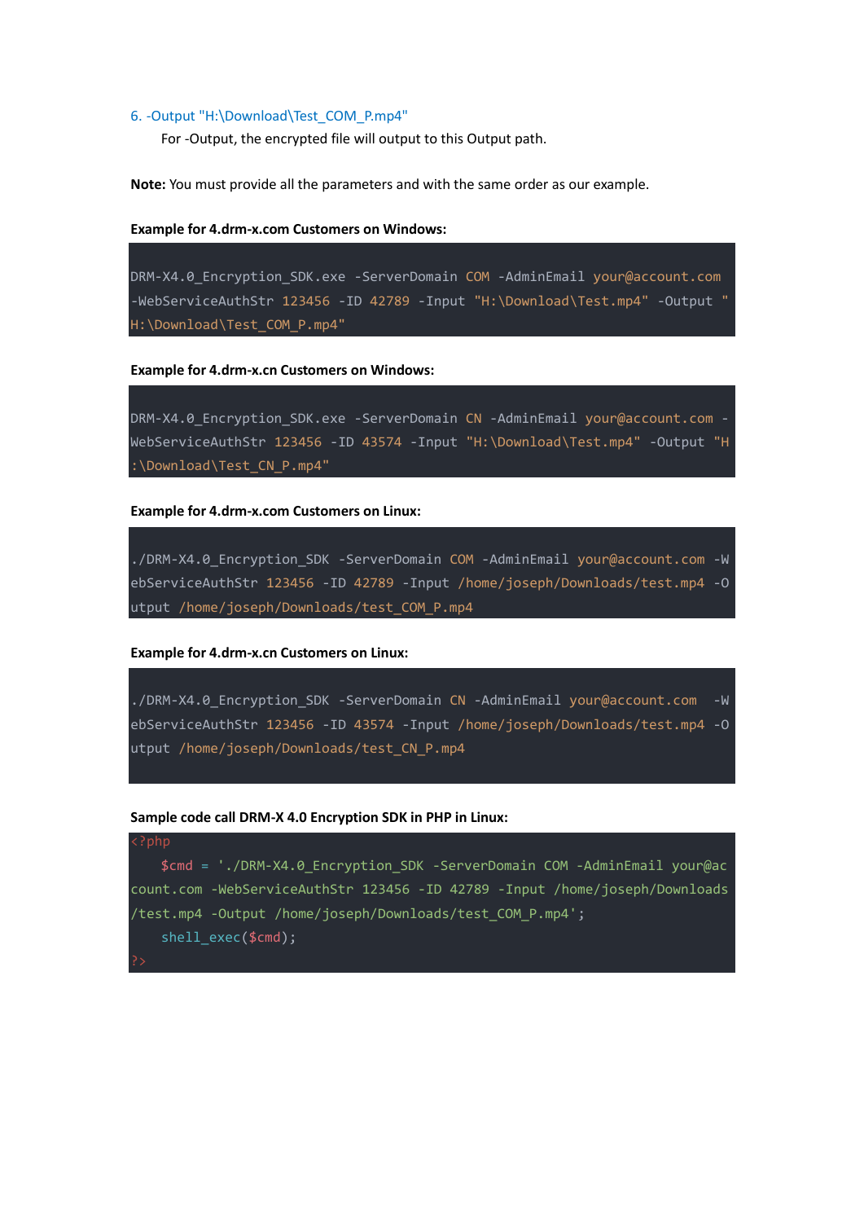6. -Output "H:\Download\Test_COM_P.mp4"

For -Output, the encrypted file will output to this Output path.

**Note:** You must provide all the parameters and with the same order as our example.

**Example for 4.drm-x.com Customers on Windows:**

```
DRM-X4.0_Encryption_SDK.exe -ServerDomain COM -AdminEmail your@account.com -WebServiceAuthStr 123456 -ID 42789 -Input "H:\Download\Test.mp4" -Output "H:\Download\Test_COM_P.mp4"
```

**Example for 4.drm-x.cn Customers on Windows:**

```
DRM-X4.0_Encryption_SDK.exe -ServerDomain CN -AdminEmail your@account.com -WebServiceAuthStr 123456 -ID 43574 -Input "H:\Download\Test.mp4" -Output "H:\Download\Test_CN_P.mp4"
```

**Example for 4.drm-x.com Customers on Linux:**

```
./DRM-X4.0_Encryption_SDK -ServerDomain COM -AdminEmail your@account.com -WebServiceAuthStr 123456 -ID 42789 -Input /home/joseph/Downloads/test.mp4 -Output /home/joseph/Downloads/test_COM_P.mp4
```

**Example for 4.drm-x.cn Customers on Linux:**

```
./DRM-X4.0_Encryption_SDK -ServerDomain CN -AdminEmail your@account.com  -WebServiceAuthStr 123456 -ID 43574 -Input /home/joseph/Downloads/test.mp4 -Output /home/joseph/Downloads/test_CN_P.mp4
```

**Sample code call DRM-X 4.0 Encryption SDK in PHP in Linux:**

```php
<?php
    $cmd = './DRM-X4.0_Encryption_SDK -ServerDomain COM -AdminEmail your@account.com -WebServiceAuthStr 123456 -ID 42789 -Input /home/joseph/Downloads/test.mp4 -Output /home/joseph/Downloads/test_COM_P.mp4';
    shell_exec($cmd);
?>
```